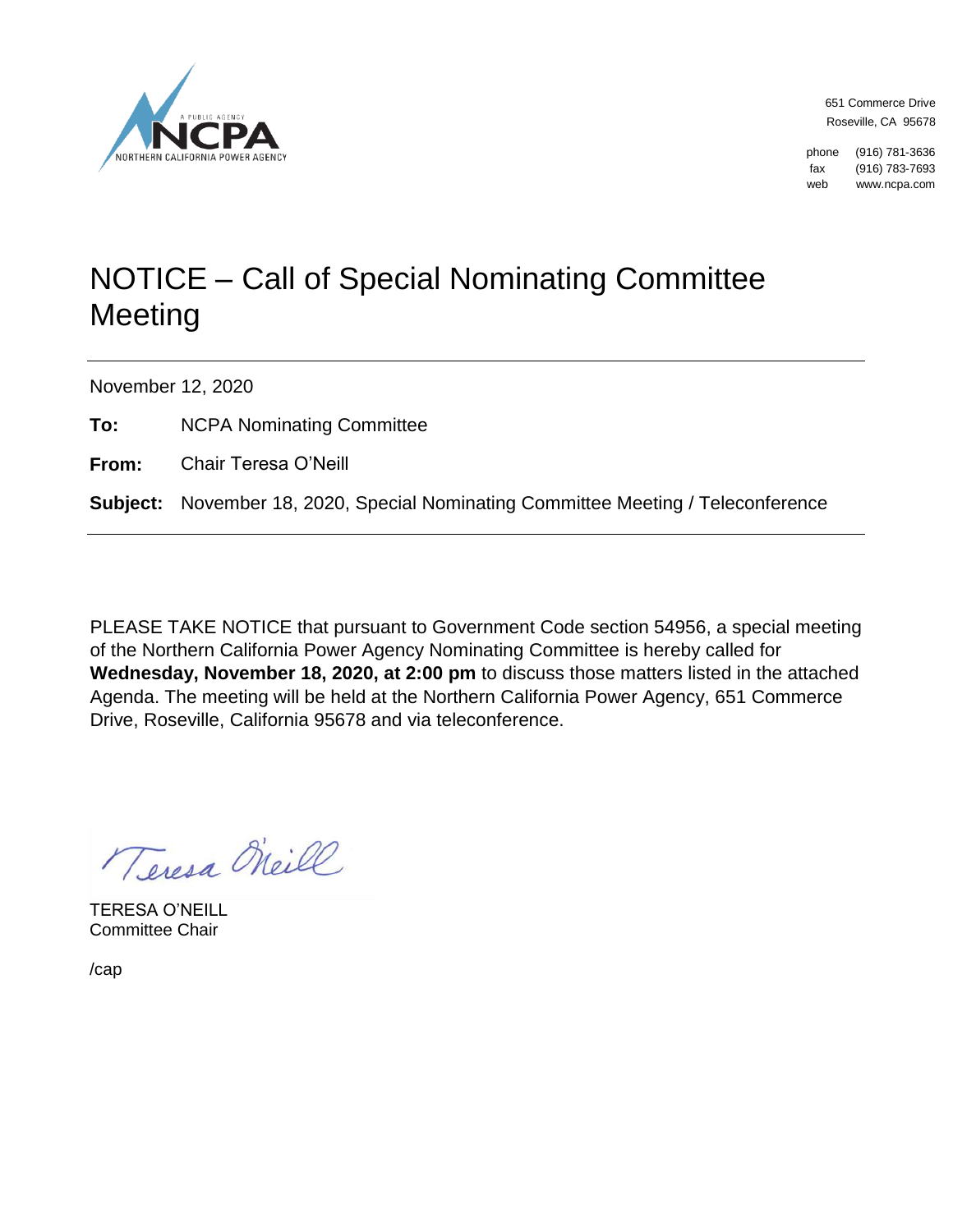A PUBLIC AGENCY
NCPA
NORTHERN CALIFORNIA POWER AGENCY

651 Commerce Drive
Roseville, CA 95678

phone (916) 781-3636
fax (916) 783-7693
web www.ncpa.com

# NOTICE – Call of Special Nominating Committee Meeting

November 12, 2020

**To:** NCPA Nominating Committee

**From:** Chair Teresa O'Neill

**Subject:** November 18, 2020, Special Nominating Committee Meeting / Teleconference

PLEASE TAKE NOTICE that pursuant to Government Code section 54956, a special meeting of the Northern California Power Agency Nominating Committee is hereby called for **Wednesday, November 18, 2020, at 2:00 pm** to discuss those matters listed in the attached Agenda. The meeting will be held at the Northern California Power Agency, 651 Commerce Drive, Roseville, California 95678 and via teleconference.

Teresa O'Neill

TERESA O'NEILL
Committee Chair

/cap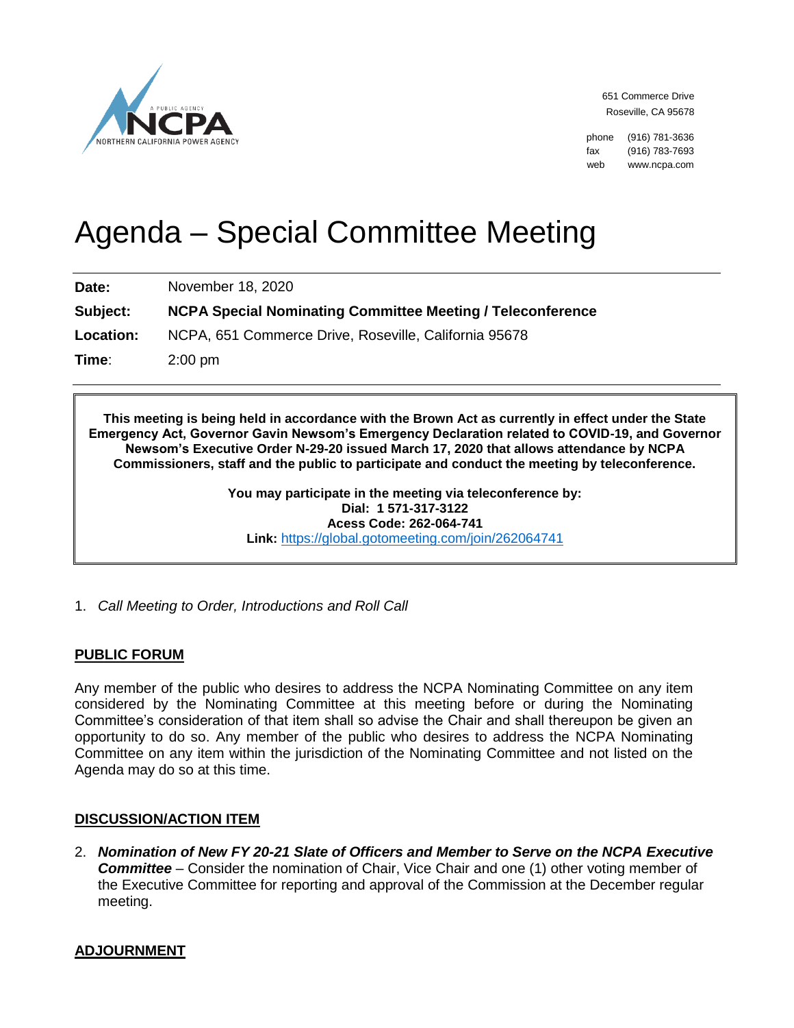NCPA
A PUBLIC AGENCY
NORTHERN CALIFORNIA POWER AGENCY

651 Commerce Drive
Roseville, CA 95678

phone (916) 781-3636
fax (916) 783-7693
web www.ncpa.com

# Agenda – Special Committee Meeting

| | |
|---|---|
| **Date:** | November 18, 2020 |
| **Subject:** | **NCPA Special Nominating Committee Meeting / Teleconference** |
| **Location:** | NCPA, 651 Commerce Drive, Roseville, California 95678 |
| **Time**: | 2:00 pm |

**This meeting is being held in accordance with the Brown Act as currently in effect under the State Emergency Act, Governor Gavin Newsom's Emergency Declaration related to COVID-19, and Governor Newsom's Executive Order N-29-20 issued March 17, 2020 that allows attendance by NCPA Commissioners, staff and the public to participate and conduct the meeting by teleconference.**

**You may participate in the meeting via teleconference by:**
**Dial: 1 571-317-3122**
**Acess Code: 262-064-741**
**Link:** https://global.gotomeeting.com/join/262064741

1. *Call Meeting to Order, Introductions and Roll Call*

## PUBLIC FORUM

Any member of the public who desires to address the NCPA Nominating Committee on any item considered by the Nominating Committee at this meeting before or during the Nominating Committee's consideration of that item shall so advise the Chair and shall thereupon be given an opportunity to do so. Any member of the public who desires to address the NCPA Nominating Committee on any item within the jurisdiction of the Nominating Committee and not listed on the Agenda may do so at this time.

## DISCUSSION/ACTION ITEM

2. ***Nomination of New FY 20-21 Slate of Officers and Member to Serve on the NCPA Executive Committee*** – Consider the nomination of Chair, Vice Chair and one (1) other voting member of the Executive Committee for reporting and approval of the Commission at the December regular meeting.

## ADJOURNMENT